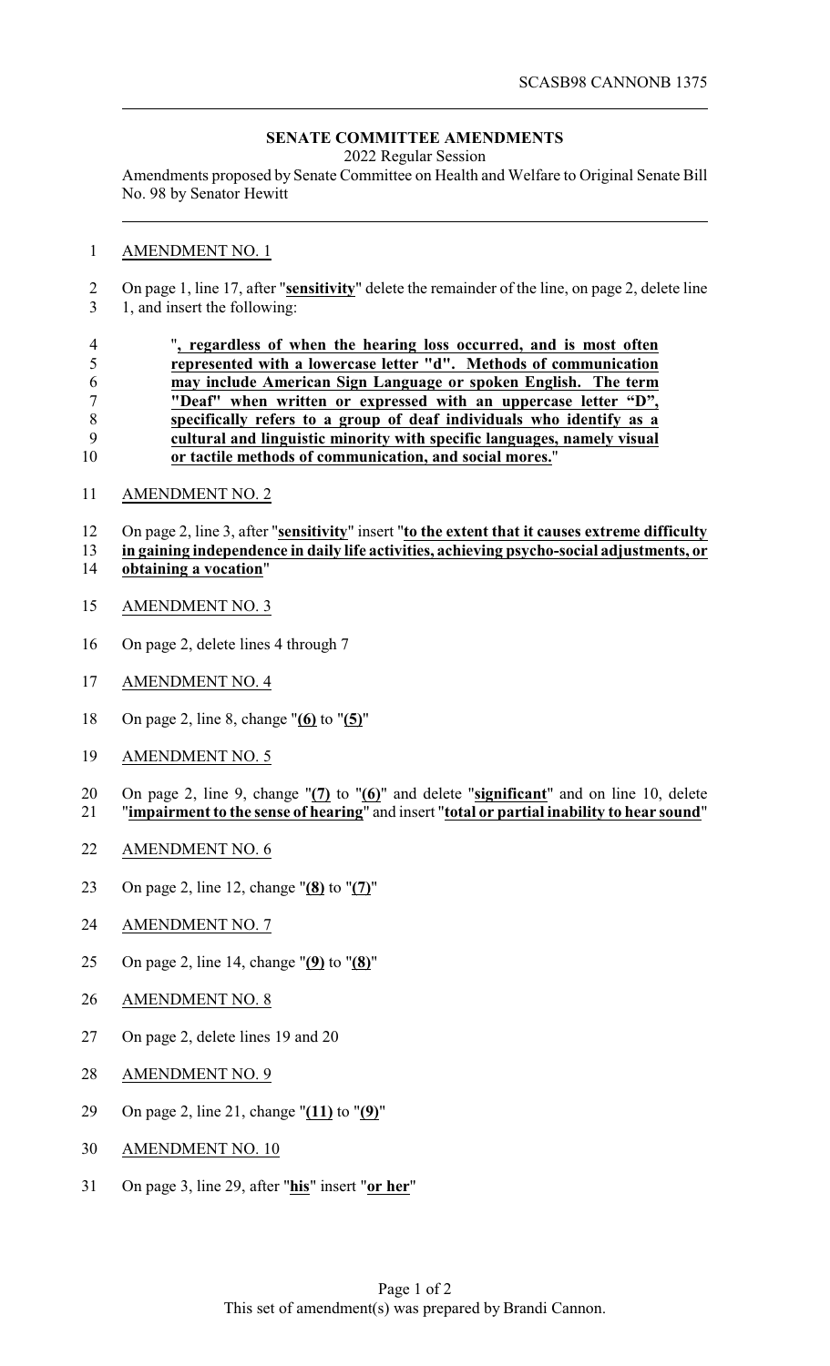## SENATE COMMITTEE AMENDMENTS

2022 Regular Session

Amendments proposed by Senate Committee on Health and Welfare to Original Senate Bill No. 98 by Senator Hewitt

AMENDMENT NO. 1

On page 1, line 17, after "**sensitivity**" delete the remainder of the line, on page 2, delete line 1, and insert the following:

"**, regardless of when the hearing loss occurred, and is most often represented with a lowercase letter "d". Methods of communication may include American Sign Language or spoken English. The term "Deaf" when written or expressed with an uppercase letter "D", specifically refers to a group of deaf individuals who identify as a cultural and linguistic minority with specific languages, namely visual or tactile methods of communication, and social mores.**"

AMENDMENT NO. 2

On page 2, line 3, after "**sensitivity**" insert "**to the extent that it causes extreme difficulty in gaining independence in daily life activities, achieving psycho-social adjustments, or obtaining a vocation**"

AMENDMENT NO. 3

On page 2, delete lines 4 through 7

AMENDMENT NO. 4

On page 2, line 8, change "**(6)** to "**(5)**"

AMENDMENT NO. 5

On page 2, line 9, change "**(7)** to "**(6)**" and delete "**significant**" and on line 10, delete "**impairment to the sense of hearing**" and insert "**total or partial inability to hear sound**"

AMENDMENT NO. 6

On page 2, line 12, change "**(8)** to "**(7)**"

AMENDMENT NO. 7

On page 2, line 14, change "**(9)** to "**(8)**"

AMENDMENT NO. 8

On page 2, delete lines 19 and 20

AMENDMENT NO. 9

On page 2, line 21, change "**(11)** to "**(9)**"

AMENDMENT NO. 10

On page 3, line 29, after "**his**" insert "**or her**"

This set of amendment(s) was prepared by Brandi Cannon.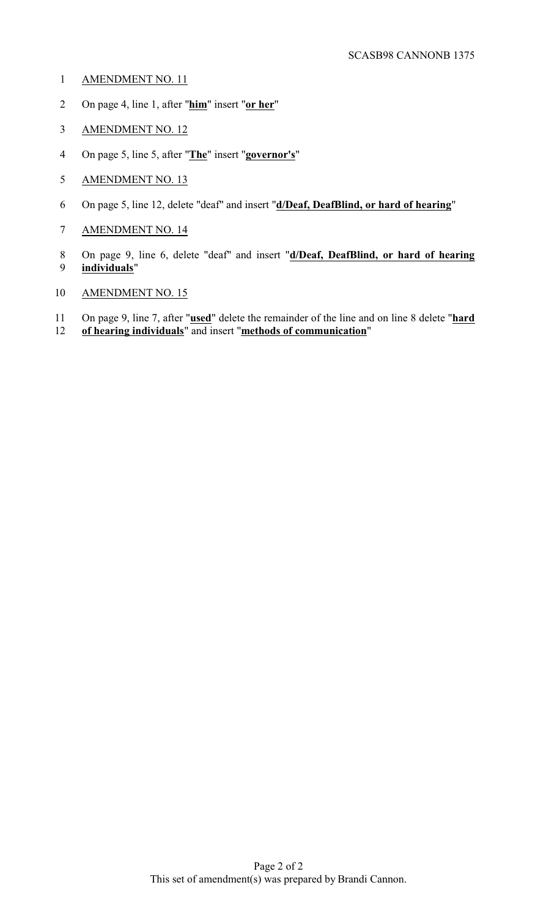AMENDMENT NO. 11

On page 4, line 1, after "**him**" insert "**or her**"

AMENDMENT NO. 12

On page 5, line 5, after "**The**" insert "**governor's**"

AMENDMENT NO. 13

On page 5, line 12, delete "deaf" and insert "**d/Deaf, DeafBlind, or hard of hearing**"

AMENDMENT NO. 14

On page 9, line 6, delete "deaf" and insert "**d/Deaf, DeafBlind, or hard of hearing individuals**"

AMENDMENT NO. 15

On page 9, line 7, after "**used**" delete the remainder of the line and on line 8 delete "**hard of hearing individuals**" and insert "**methods of communication**"

This set of amendment(s) was prepared by Brandi Cannon.